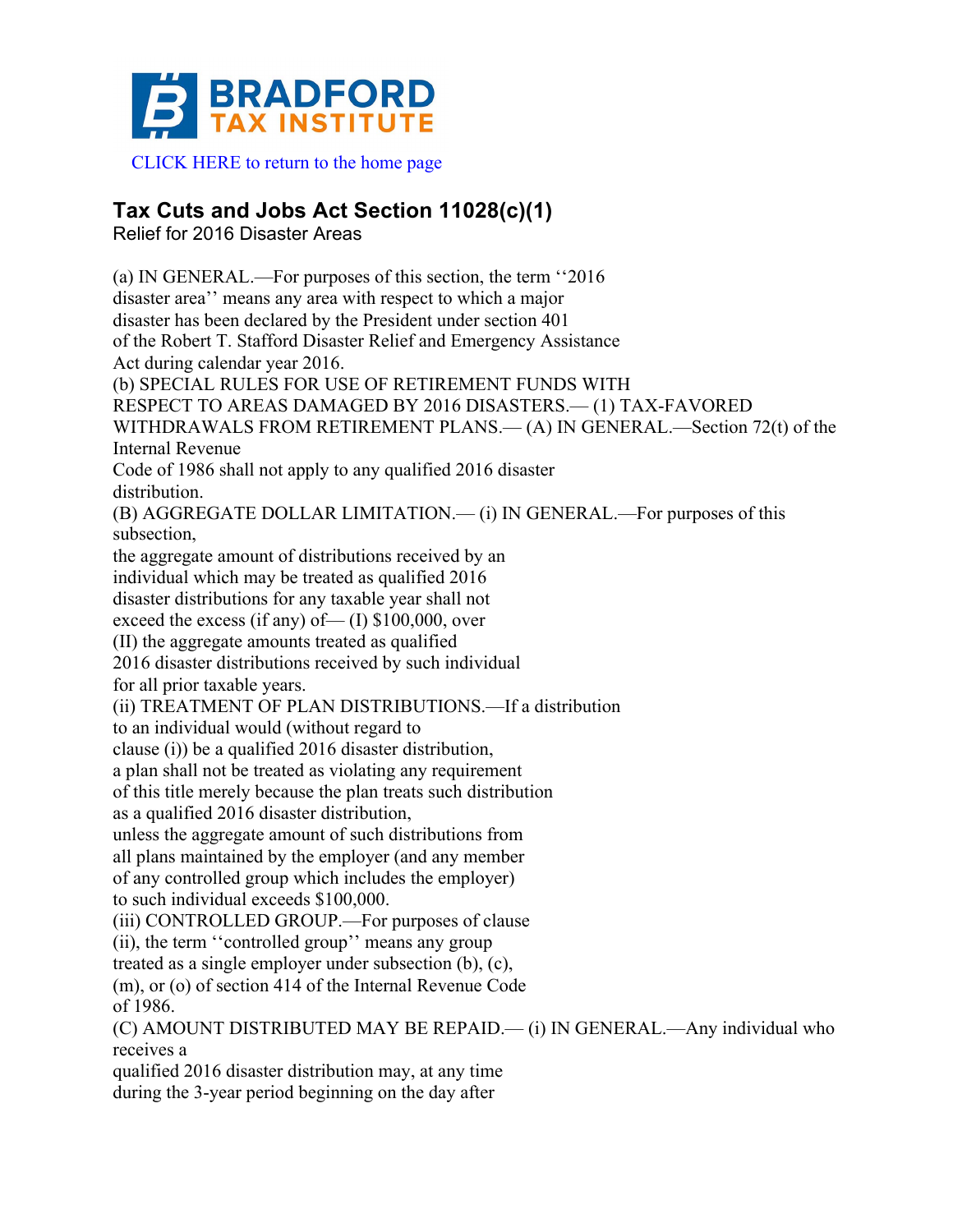BRADFORD TAX INSTITUTE

CLICK HERE to return to the home page

## Tax Cuts and Jobs Act Section 11028(c)(1)

Relief for 2016 Disaster Areas

(a) IN GENERAL.—For purposes of this section, the term ''2016 disaster area'' means any area with respect to which a major disaster has been declared by the President under section 401 of the Robert T. Stafford Disaster Relief and Emergency Assistance Act during calendar year 2016.

(b) SPECIAL RULES FOR USE OF RETIREMENT FUNDS WITH RESPECT TO AREAS DAMAGED BY 2016 DISASTERS.— (1) TAX-FAVORED WITHDRAWALS FROM RETIREMENT PLANS.— (A) IN GENERAL.—Section 72(t) of the Internal Revenue Code of 1986 shall not apply to any qualified 2016 disaster distribution.

(B) AGGREGATE DOLLAR LIMITATION.— (i) IN GENERAL.—For purposes of this subsection, the aggregate amount of distributions received by an individual which may be treated as qualified 2016 disaster distributions for any taxable year shall not exceed the excess (if any) of— (I) $100,000, over (II) the aggregate amounts treated as qualified 2016 disaster distributions received by such individual for all prior taxable years.

(ii) TREATMENT OF PLAN DISTRIBUTIONS.—If a distribution to an individual would (without regard to clause (i)) be a qualified 2016 disaster distribution, a plan shall not be treated as violating any requirement of this title merely because the plan treats such distribution as a qualified 2016 disaster distribution, unless the aggregate amount of such distributions from all plans maintained by the employer (and any member of any controlled group which includes the employer) to such individual exceeds $100,000.

(iii) CONTROLLED GROUP.—For purposes of clause (ii), the term ''controlled group'' means any group treated as a single employer under subsection (b), (c), (m), or (o) of section 414 of the Internal Revenue Code of 1986.

(C) AMOUNT DISTRIBUTED MAY BE REPAID.— (i) IN GENERAL.—Any individual who receives a qualified 2016 disaster distribution may, at any time during the 3-year period beginning on the day after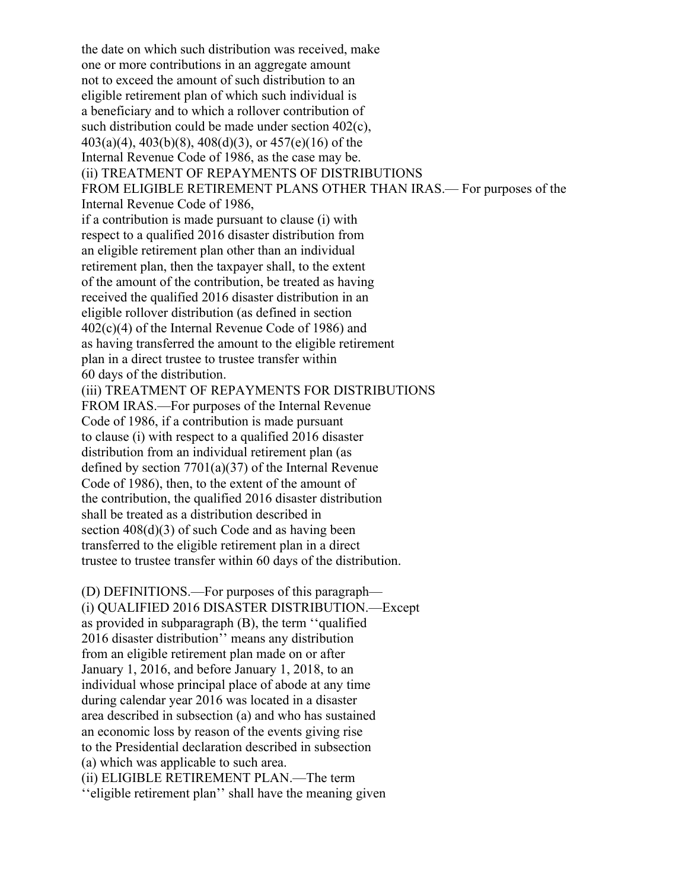the date on which such distribution was received, make one or more contributions in an aggregate amount not to exceed the amount of such distribution to an eligible retirement plan of which such individual is a beneficiary and to which a rollover contribution of such distribution could be made under section 402(c), 403(a)(4), 403(b)(8), 408(d)(3), or 457(e)(16) of the Internal Revenue Code of 1986, as the case may be.

(ii) TREATMENT OF REPAYMENTS OF DISTRIBUTIONS FROM ELIGIBLE RETIREMENT PLANS OTHER THAN IRAS.— For purposes of the Internal Revenue Code of 1986, if a contribution is made pursuant to clause (i) with respect to a qualified 2016 disaster distribution from an eligible retirement plan other than an individual retirement plan, then the taxpayer shall, to the extent of the amount of the contribution, be treated as having received the qualified 2016 disaster distribution in an eligible rollover distribution (as defined in section 402(c)(4) of the Internal Revenue Code of 1986) and as having transferred the amount to the eligible retirement plan in a direct trustee to trustee transfer within 60 days of the distribution.

(iii) TREATMENT OF REPAYMENTS FOR DISTRIBUTIONS FROM IRAS.—For purposes of the Internal Revenue Code of 1986, if a contribution is made pursuant to clause (i) with respect to a qualified 2016 disaster distribution from an individual retirement plan (as defined by section 7701(a)(37) of the Internal Revenue Code of 1986), then, to the extent of the amount of the contribution, the qualified 2016 disaster distribution shall be treated as a distribution described in section 408(d)(3) of such Code and as having been transferred to the eligible retirement plan in a direct trustee to trustee transfer within 60 days of the distribution.

(D) DEFINITIONS.—For purposes of this paragraph—

(i) QUALIFIED 2016 DISASTER DISTRIBUTION.—Except as provided in subparagraph (B), the term ''qualified 2016 disaster distribution'' means any distribution from an eligible retirement plan made on or after January 1, 2016, and before January 1, 2018, to an individual whose principal place of abode at any time during calendar year 2016 was located in a disaster area described in subsection (a) and who has sustained an economic loss by reason of the events giving rise to the Presidential declaration described in subsection (a) which was applicable to such area.

(ii) ELIGIBLE RETIREMENT PLAN.—The term ''eligible retirement plan'' shall have the meaning given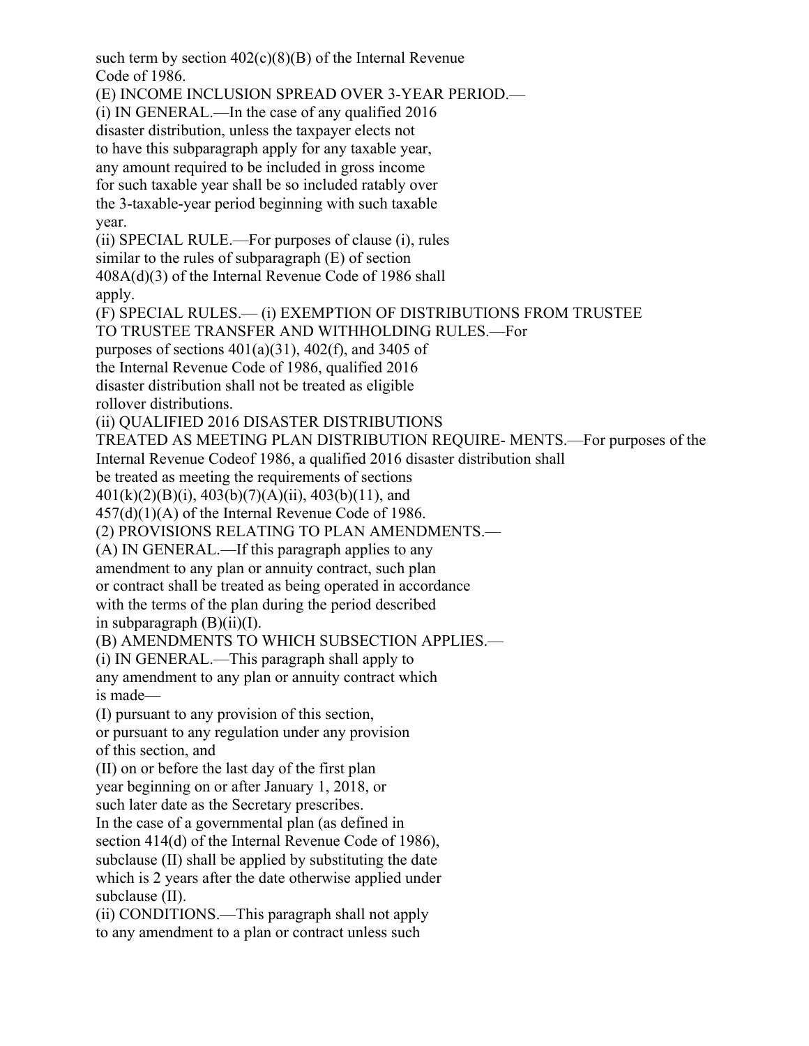such term by section 402(c)(8)(B) of the Internal Revenue Code of 1986.

(E) INCOME INCLUSION SPREAD OVER 3-YEAR PERIOD.—

(i) IN GENERAL.—In the case of any qualified 2016 disaster distribution, unless the taxpayer elects not to have this subparagraph apply for any taxable year, any amount required to be included in gross income for such taxable year shall be so included ratably over the 3-taxable-year period beginning with such taxable year.

(ii) SPECIAL RULE.—For purposes of clause (i), rules similar to the rules of subparagraph (E) of section 408A(d)(3) of the Internal Revenue Code of 1986 shall apply.

(F) SPECIAL RULES.— (i) EXEMPTION OF DISTRIBUTIONS FROM TRUSTEE TO TRUSTEE TRANSFER AND WITHHOLDING RULES.—For purposes of sections 401(a)(31), 402(f), and 3405 of the Internal Revenue Code of 1986, qualified 2016 disaster distribution shall not be treated as eligible rollover distributions.

(ii) QUALIFIED 2016 DISASTER DISTRIBUTIONS TREATED AS MEETING PLAN DISTRIBUTION REQUIRE- MENTS.—For purposes of the Internal Revenue Codeof 1986, a qualified 2016 disaster distribution shall be treated as meeting the requirements of sections 401(k)(2)(B)(i), 403(b)(7)(A)(ii), 403(b)(11), and 457(d)(1)(A) of the Internal Revenue Code of 1986.

(2) PROVISIONS RELATING TO PLAN AMENDMENTS.—

(A) IN GENERAL.—If this paragraph applies to any amendment to any plan or annuity contract, such plan or contract shall be treated as being operated in accordance with the terms of the plan during the period described in subparagraph (B)(ii)(I).

(B) AMENDMENTS TO WHICH SUBSECTION APPLIES.—

(i) IN GENERAL.—This paragraph shall apply to any amendment to any plan or annuity contract which is made—

(I) pursuant to any provision of this section, or pursuant to any regulation under any provision of this section, and

(II) on or before the last day of the first plan year beginning on or after January 1, 2018, or such later date as the Secretary prescribes.

In the case of a governmental plan (as defined in section 414(d) of the Internal Revenue Code of 1986), subclause (II) shall be applied by substituting the date which is 2 years after the date otherwise applied under subclause (II).

(ii) CONDITIONS.—This paragraph shall not apply to any amendment to a plan or contract unless such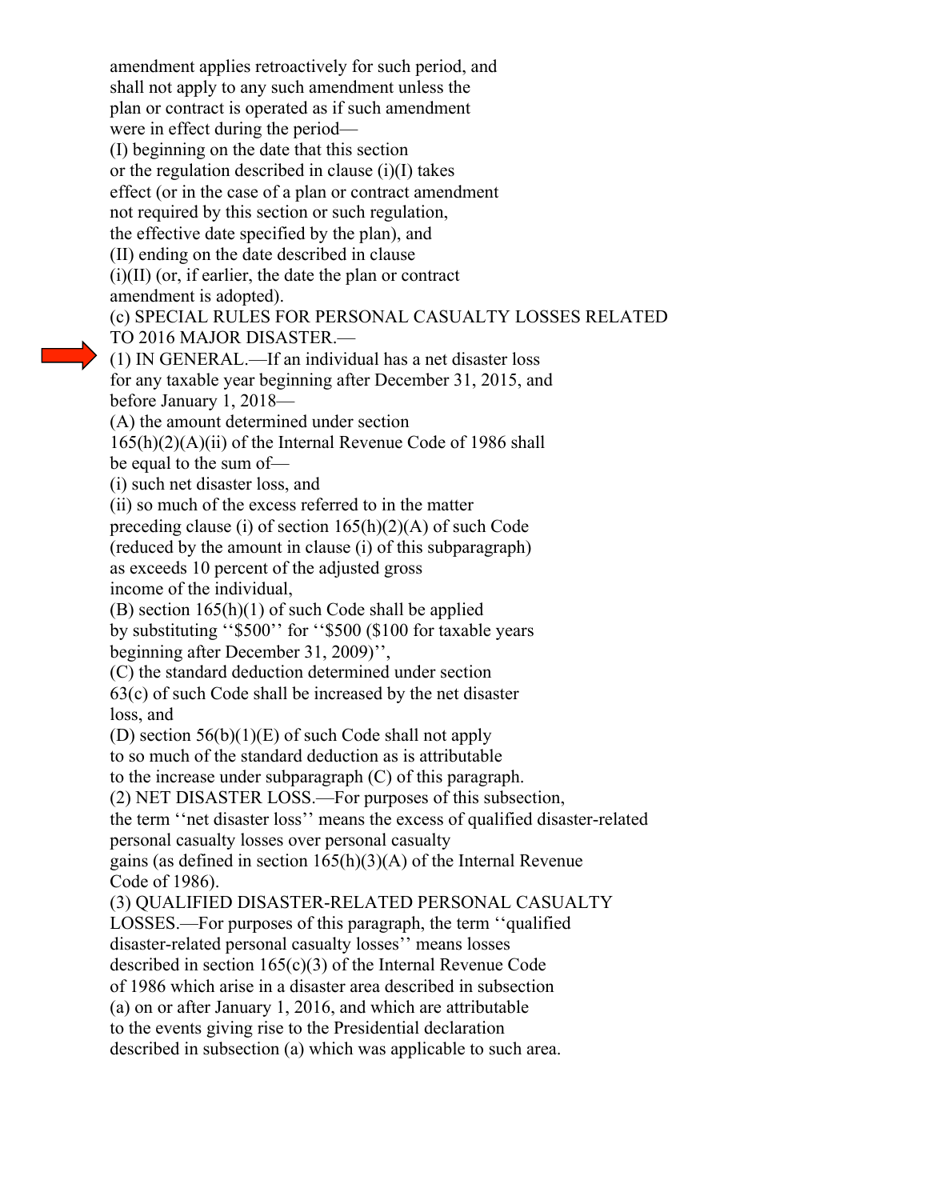amendment applies retroactively for such period, and shall not apply to any such amendment unless the plan or contract is operated as if such amendment were in effect during the period—

(I) beginning on the date that this section or the regulation described in clause (i)(I) takes effect (or in the case of a plan or contract amendment not required by this section or such regulation, the effective date specified by the plan), and

(II) ending on the date described in clause (i)(II) (or, if earlier, the date the plan or contract amendment is adopted).

(c) SPECIAL RULES FOR PERSONAL CASUALTY LOSSES RELATED TO 2016 MAJOR DISASTER.—

(1) IN GENERAL.—If an individual has a net disaster loss for any taxable year beginning after December 31, 2015, and before January 1, 2018—

(A) the amount determined under section 165(h)(2)(A)(ii) of the Internal Revenue Code of 1986 shall be equal to the sum of—

(i) such net disaster loss, and

(ii) so much of the excess referred to in the matter preceding clause (i) of section 165(h)(2)(A) of such Code (reduced by the amount in clause (i) of this subparagraph) as exceeds 10 percent of the adjusted gross income of the individual,

(B) section 165(h)(1) of such Code shall be applied by substituting ''$500'' for ''$500 ($100 for taxable years beginning after December 31, 2009)'',

(C) the standard deduction determined under section 63(c) of such Code shall be increased by the net disaster loss, and

(D) section 56(b)(1)(E) of such Code shall not apply to so much of the standard deduction as is attributable to the increase under subparagraph (C) of this paragraph.

(2) NET DISASTER LOSS.—For purposes of this subsection, the term ''net disaster loss'' means the excess of qualified disaster-related personal casualty losses over personal casualty gains (as defined in section 165(h)(3)(A) of the Internal Revenue Code of 1986).

(3) QUALIFIED DISASTER-RELATED PERSONAL CASUALTY LOSSES.—For purposes of this paragraph, the term ''qualified disaster-related personal casualty losses'' means losses described in section 165(c)(3) of the Internal Revenue Code of 1986 which arise in a disaster area described in subsection (a) on or after January 1, 2016, and which are attributable to the events giving rise to the Presidential declaration described in subsection (a) which was applicable to such area.